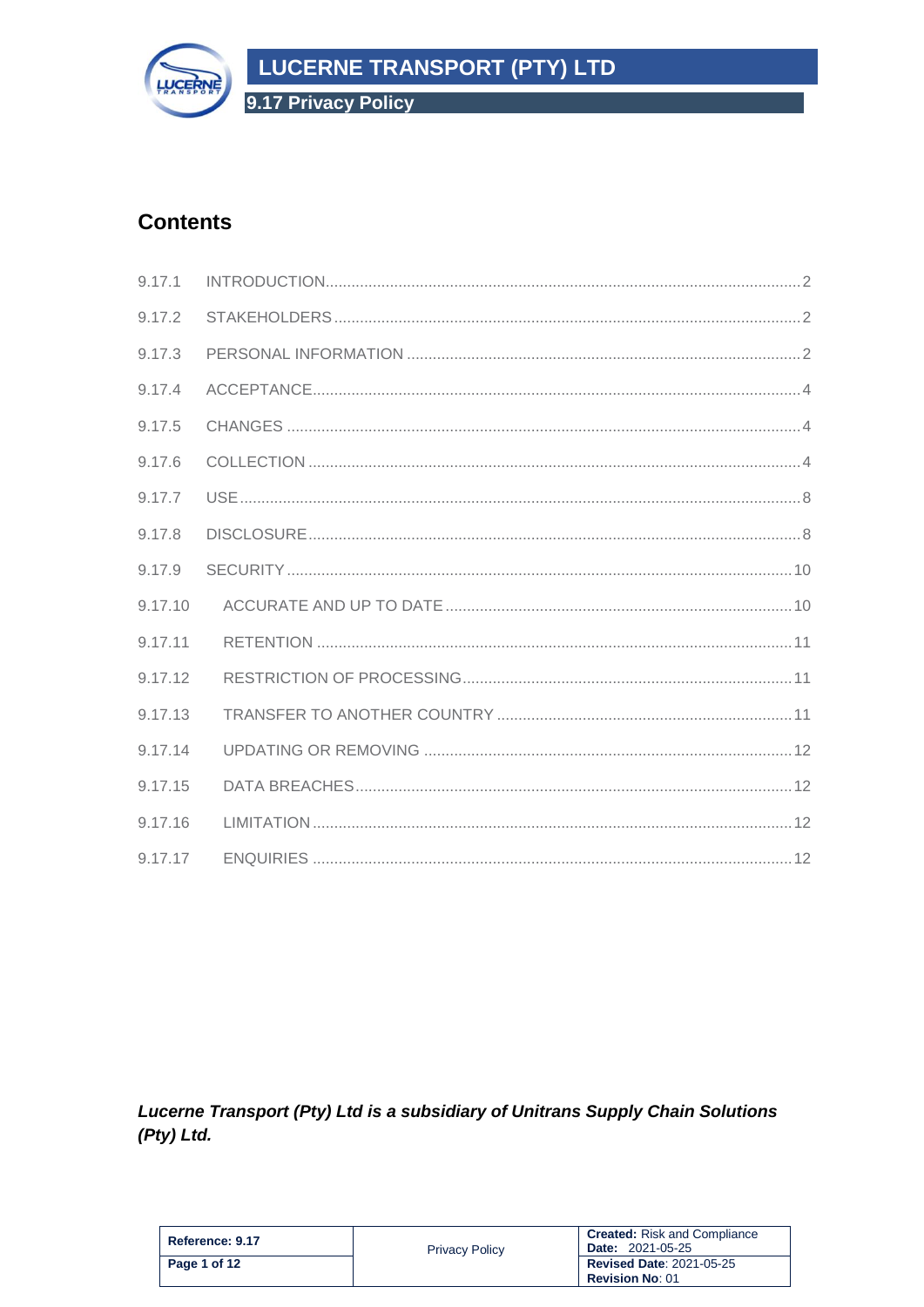## Contents

| | | |
|---|---|---|
| 9.17.1 | INTRODUCTION | 2 |
| 9.17.2 | STAKEHOLDERS | 2 |
| 9.17.3 | PERSONAL INFORMATION | 2 |
| 9.17.4 | ACCEPTANCE | 4 |
| 9.17.5 | CHANGES | 4 |
| 9.17.6 | COLLECTION | 4 |
| 9.17.7 | USE | 8 |
| 9.17.8 | DISCLOSURE | 8 |
| 9.17.9 | SECURITY | 10 |
| 9.17.10 | ACCURATE AND UP TO DATE | 10 |
| 9.17.11 | RETENTION | 11 |
| 9.17.12 | RESTRICTION OF PROCESSING | 11 |
| 9.17.13 | TRANSFER TO ANOTHER COUNTRY | 11 |
| 9.17.14 | UPDATING OR REMOVING | 12 |
| 9.17.15 | DATA BREACHES | 12 |
| 9.17.16 | LIMITATION | 12 |
| 9.17.17 | ENQUIRIES | 12 |

***Lucerne Transport (Pty) Ltd is a subsidiary of Unitrans Supply Chain Solutions (Pty) Ltd.***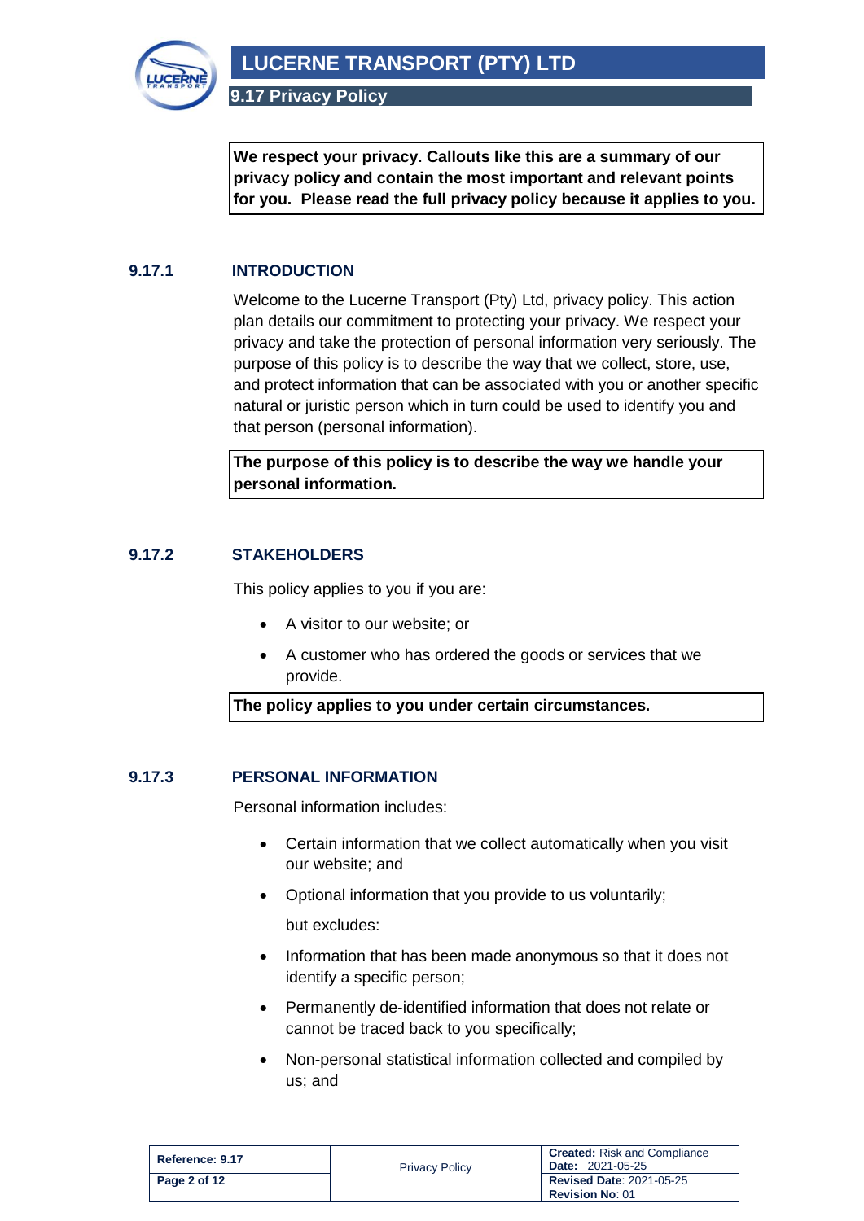**We respect your privacy. Callouts like this are a summary of our privacy policy and contain the most important and relevant points for you. Please read the full privacy policy because it applies to you.**

## 9.17.1 INTRODUCTION

Welcome to the Lucerne Transport (Pty) Ltd, privacy policy. This action plan details our commitment to protecting your privacy. We respect your privacy and take the protection of personal information very seriously. The purpose of this policy is to describe the way that we collect, store, use, and protect information that can be associated with you or another specific natural or juristic person which in turn could be used to identify you and that person (personal information).

**The purpose of this policy is to describe the way we handle your personal information.**

## 9.17.2 STAKEHOLDERS

This policy applies to you if you are:

- A visitor to our website; or
- A customer who has ordered the goods or services that we provide.

**The policy applies to you under certain circumstances.**

## 9.17.3 PERSONAL INFORMATION

Personal information includes:

- Certain information that we collect automatically when you visit our website; and
- Optional information that you provide to us voluntarily;

  but excludes:

- Information that has been made anonymous so that it does not identify a specific person;
- Permanently de-identified information that does not relate or cannot be traced back to you specifically;
- Non-personal statistical information collected and compiled by us; and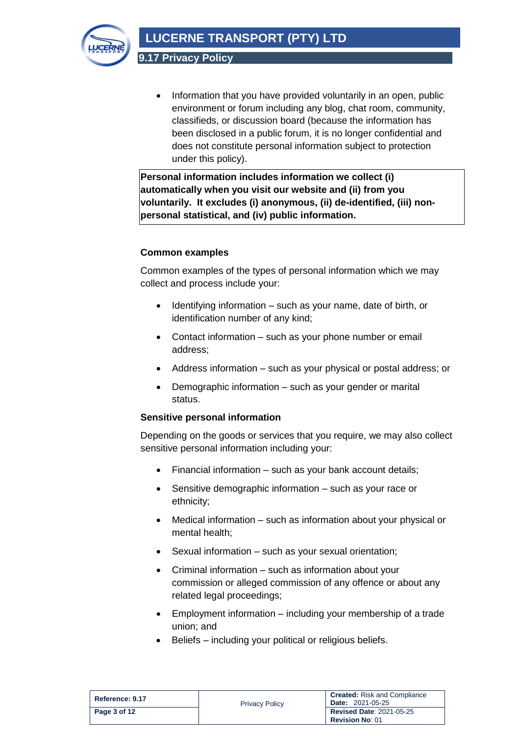- Information that you have provided voluntarily in an open, public environment or forum including any blog, chat room, community, classifieds, or discussion board (because the information has been disclosed in a public forum, it is no longer confidential and does not constitute personal information subject to protection under this policy).

**Personal information includes information we collect (i) automatically when you visit our website and (ii) from you voluntarily. It excludes (i) anonymous, (ii) de-identified, (iii) non-personal statistical, and (iv) public information.**

### Common examples

Common examples of the types of personal information which we may collect and process include your:

- Identifying information – such as your name, date of birth, or identification number of any kind;
- Contact information – such as your phone number or email address;
- Address information – such as your physical or postal address; or
- Demographic information – such as your gender or marital status.

### Sensitive personal information

Depending on the goods or services that you require, we may also collect sensitive personal information including your:

- Financial information – such as your bank account details;
- Sensitive demographic information – such as your race or ethnicity;
- Medical information – such as information about your physical or mental health;
- Sexual information – such as your sexual orientation;
- Criminal information – such as information about your commission or alleged commission of any offence or about any related legal proceedings;
- Employment information – including your membership of a trade union; and
- Beliefs – including your political or religious beliefs.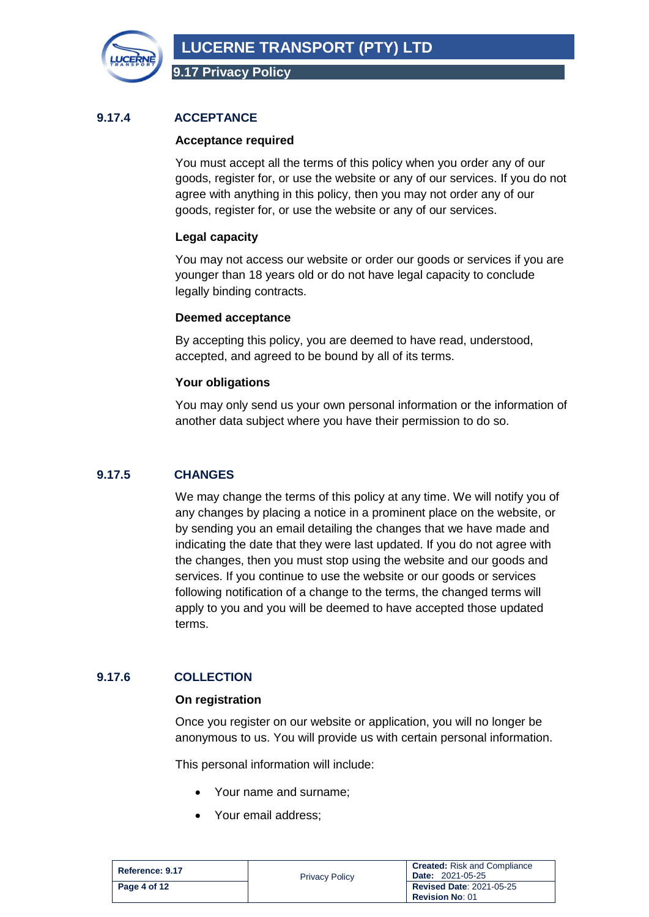## 9.17.4 ACCEPTANCE

**Acceptance required**

You must accept all the terms of this policy when you order any of our goods, register for, or use the website or any of our services. If you do not agree with anything in this policy, then you may not order any of our goods, register for, or use the website or any of our services.

**Legal capacity**

You may not access our website or order our goods or services if you are younger than 18 years old or do not have legal capacity to conclude legally binding contracts.

**Deemed acceptance**

By accepting this policy, you are deemed to have read, understood, accepted, and agreed to be bound by all of its terms.

**Your obligations**

You may only send us your own personal information or the information of another data subject where you have their permission to do so.

## 9.17.5 CHANGES

We may change the terms of this policy at any time. We will notify you of any changes by placing a notice in a prominent place on the website, or by sending you an email detailing the changes that we have made and indicating the date that they were last updated. If you do not agree with the changes, then you must stop using the website and our goods and services. If you continue to use the website or our goods or services following notification of a change to the terms, the changed terms will apply to you and you will be deemed to have accepted those updated terms.

## 9.17.6 COLLECTION

**On registration**

Once you register on our website or application, you will no longer be anonymous to us. You will provide us with certain personal information.

This personal information will include:

- Your name and surname;
- Your email address;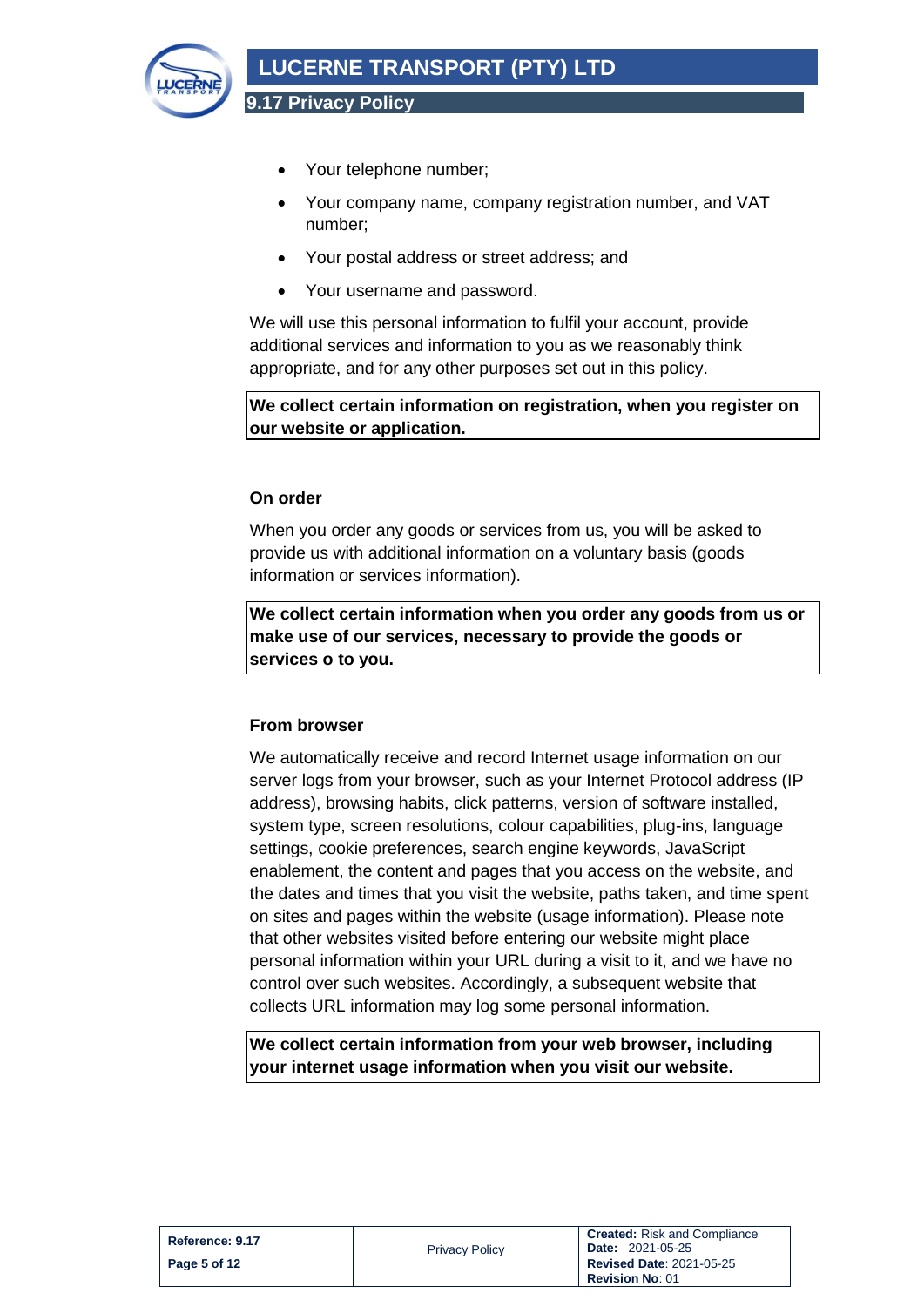- Your telephone number;
- Your company name, company registration number, and VAT number;
- Your postal address or street address; and
- Your username and password.

We will use this personal information to fulfil your account, provide additional services and information to you as we reasonably think appropriate, and for any other purposes set out in this policy.

**We collect certain information on registration, when you register on our website or application.**

### On order

When you order any goods or services from us, you will be asked to provide us with additional information on a voluntary basis (goods information or services information).

**We collect certain information when you order any goods from us or make use of our services, necessary to provide the goods or services o to you.**

### From browser

We automatically receive and record Internet usage information on our server logs from your browser, such as your Internet Protocol address (IP address), browsing habits, click patterns, version of software installed, system type, screen resolutions, colour capabilities, plug-ins, language settings, cookie preferences, search engine keywords, JavaScript enablement, the content and pages that you access on the website, and the dates and times that you visit the website, paths taken, and time spent on sites and pages within the website (usage information). Please note that other websites visited before entering our website might place personal information within your URL during a visit to it, and we have no control over such websites. Accordingly, a subsequent website that collects URL information may log some personal information.

**We collect certain information from your web browser, including your internet usage information when you visit our website.**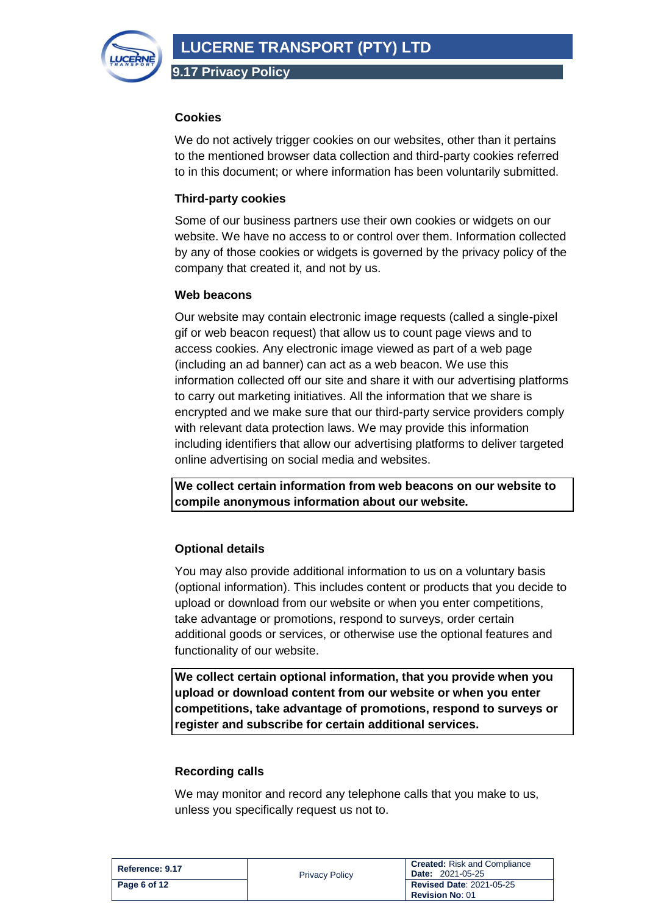### Cookies

We do not actively trigger cookies on our websites, other than it pertains to the mentioned browser data collection and third-party cookies referred to in this document; or where information has been voluntarily submitted.

### Third-party cookies

Some of our business partners use their own cookies or widgets on our website. We have no access to or control over them. Information collected by any of those cookies or widgets is governed by the privacy policy of the company that created it, and not by us.

### Web beacons

Our website may contain electronic image requests (called a single-pixel gif or web beacon request) that allow us to count page views and to access cookies. Any electronic image viewed as part of a web page (including an ad banner) can act as a web beacon. We use this information collected off our site and share it with our advertising platforms to carry out marketing initiatives. All the information that we share is encrypted and we make sure that our third-party service providers comply with relevant data protection laws. We may provide this information including identifiers that allow our advertising platforms to deliver targeted online advertising on social media and websites.

**We collect certain information from web beacons on our website to compile anonymous information about our website.**

### Optional details

You may also provide additional information to us on a voluntary basis (optional information). This includes content or products that you decide to upload or download from our website or when you enter competitions, take advantage or promotions, respond to surveys, order certain additional goods or services, or otherwise use the optional features and functionality of our website.

**We collect certain optional information, that you provide when you upload or download content from our website or when you enter competitions, take advantage of promotions, respond to surveys or register and subscribe for certain additional services.**

### Recording calls

We may monitor and record any telephone calls that you make to us, unless you specifically request us not to.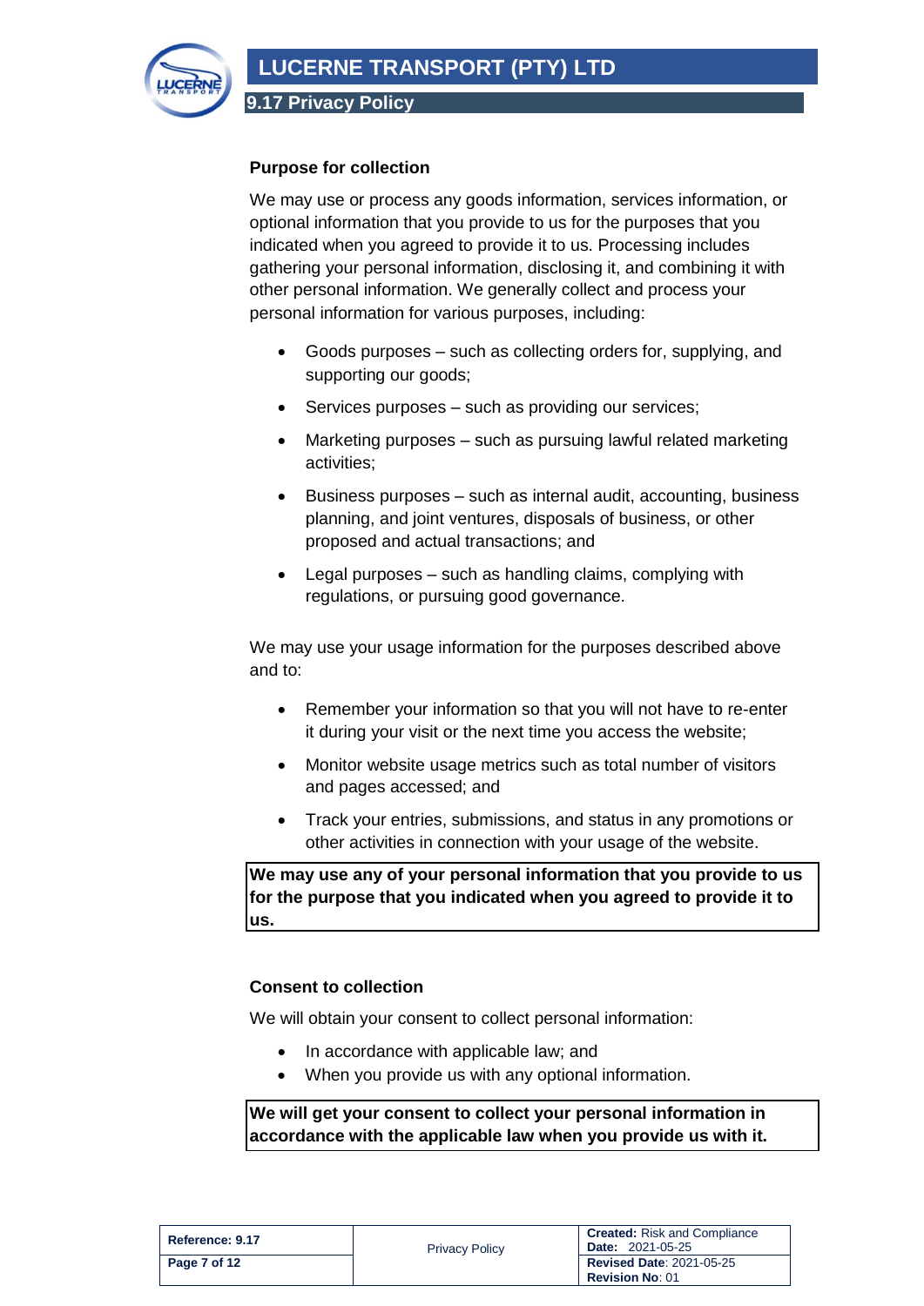### Purpose for collection

We may use or process any goods information, services information, or optional information that you provide to us for the purposes that you indicated when you agreed to provide it to us. Processing includes gathering your personal information, disclosing it, and combining it with other personal information. We generally collect and process your personal information for various purposes, including:

- Goods purposes – such as collecting orders for, supplying, and supporting our goods;
- Services purposes – such as providing our services;
- Marketing purposes – such as pursuing lawful related marketing activities;
- Business purposes – such as internal audit, accounting, business planning, and joint ventures, disposals of business, or other proposed and actual transactions; and
- Legal purposes – such as handling claims, complying with regulations, or pursuing good governance.

We may use your usage information for the purposes described above and to:

- Remember your information so that you will not have to re-enter it during your visit or the next time you access the website;
- Monitor website usage metrics such as total number of visitors and pages accessed; and
- Track your entries, submissions, and status in any promotions or other activities in connection with your usage of the website.

**We may use any of your personal information that you provide to us for the purpose that you indicated when you agreed to provide it to us.**

### Consent to collection

We will obtain your consent to collect personal information:

- In accordance with applicable law; and
- When you provide us with any optional information.

**We will get your consent to collect your personal information in accordance with the applicable law when you provide us with it.**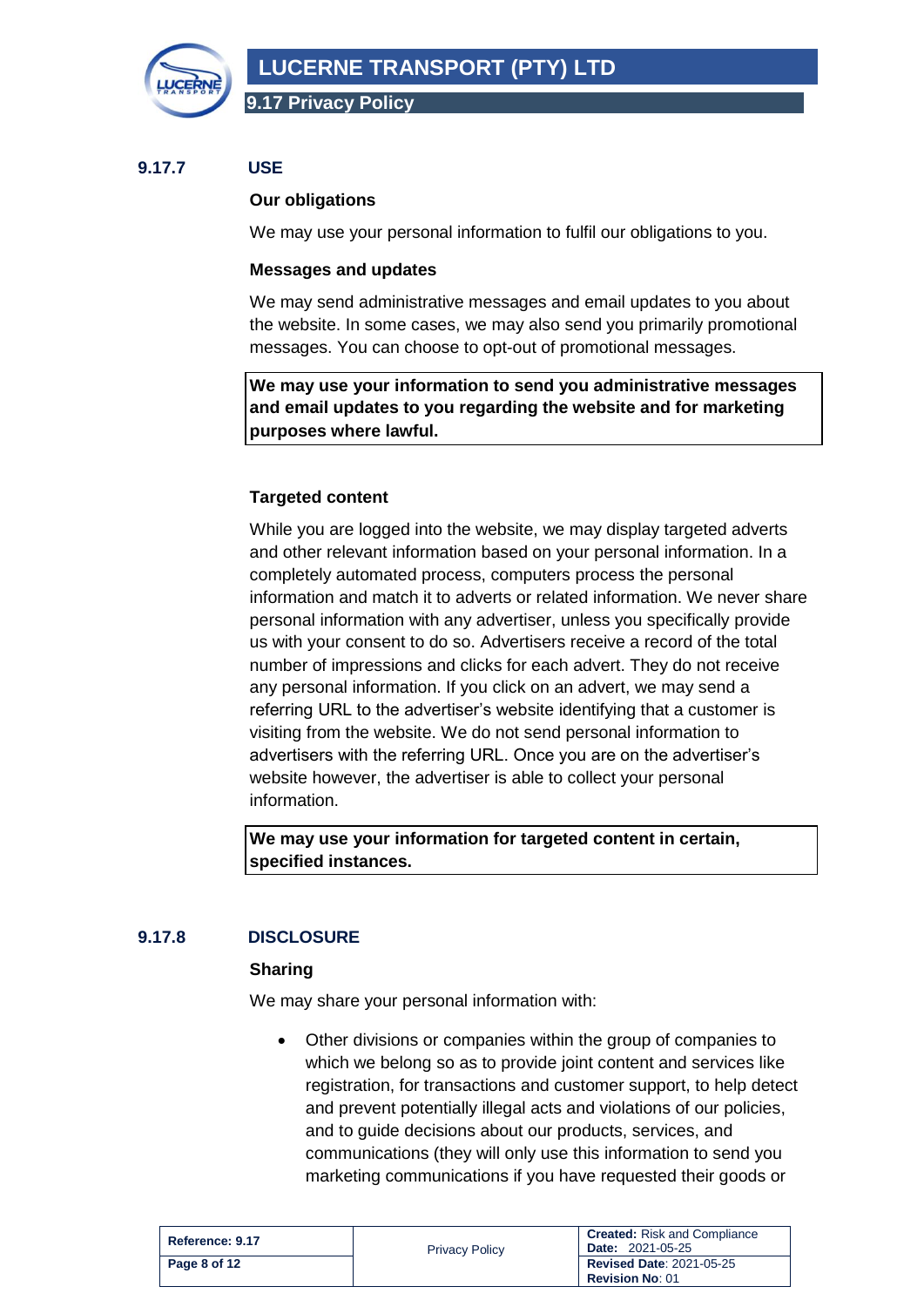## 9.17.7 USE

**Our obligations**

We may use your personal information to fulfil our obligations to you.

**Messages and updates**

We may send administrative messages and email updates to you about the website. In some cases, we may also send you primarily promotional messages. You can choose to opt-out of promotional messages.

**We may use your information to send you administrative messages and email updates to you regarding the website and for marketing purposes where lawful.**

**Targeted content**

While you are logged into the website, we may display targeted adverts and other relevant information based on your personal information. In a completely automated process, computers process the personal information and match it to adverts or related information. We never share personal information with any advertiser, unless you specifically provide us with your consent to do so. Advertisers receive a record of the total number of impressions and clicks for each advert. They do not receive any personal information. If you click on an advert, we may send a referring URL to the advertiser's website identifying that a customer is visiting from the website. We do not send personal information to advertisers with the referring URL. Once you are on the advertiser's website however, the advertiser is able to collect your personal information.

**We may use your information for targeted content in certain, specified instances.**

## 9.17.8 DISCLOSURE

**Sharing**

We may share your personal information with:

- Other divisions or companies within the group of companies to which we belong so as to provide joint content and services like registration, for transactions and customer support, to help detect and prevent potentially illegal acts and violations of our policies, and to guide decisions about our products, services, and communications (they will only use this information to send you marketing communications if you have requested their goods or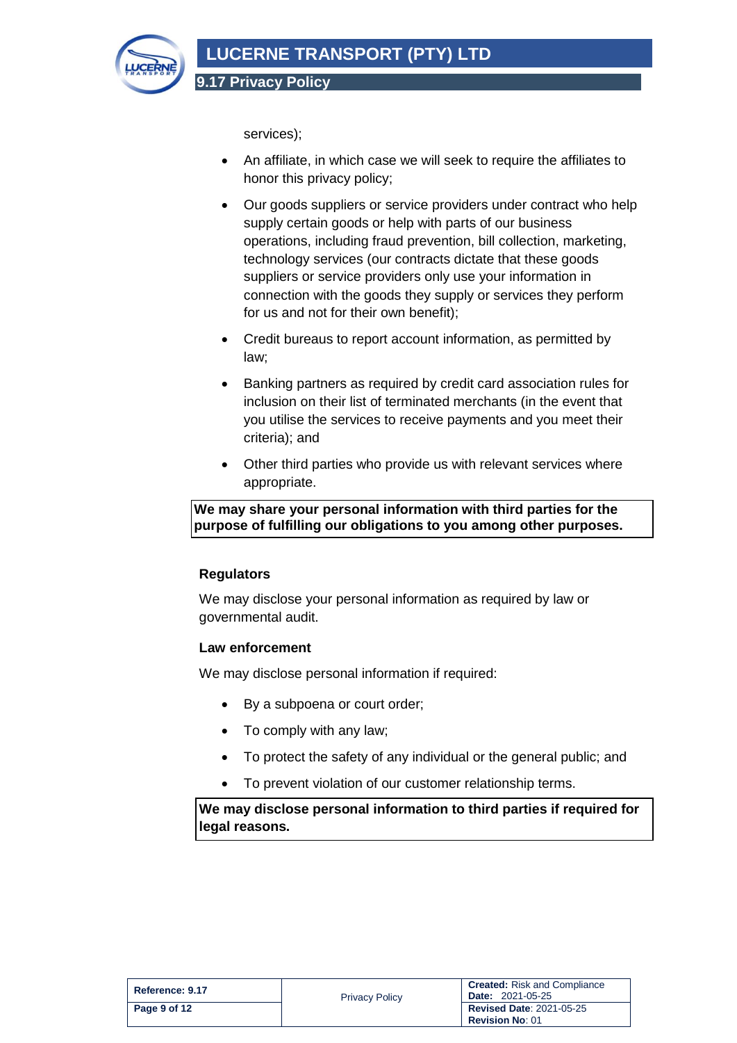services);

- An affiliate, in which case we will seek to require the affiliates to honor this privacy policy;
- Our goods suppliers or service providers under contract who help supply certain goods or help with parts of our business operations, including fraud prevention, bill collection, marketing, technology services (our contracts dictate that these goods suppliers or service providers only use your information in connection with the goods they supply or services they perform for us and not for their own benefit);
- Credit bureaus to report account information, as permitted by law;
- Banking partners as required by credit card association rules for inclusion on their list of terminated merchants (in the event that you utilise the services to receive payments and you meet their criteria); and
- Other third parties who provide us with relevant services where appropriate.

**We may share your personal information with third parties for the purpose of fulfilling our obligations to you among other purposes.**

**Regulators**

We may disclose your personal information as required by law or governmental audit.

**Law enforcement**

We may disclose personal information if required:

- By a subpoena or court order;
- To comply with any law;
- To protect the safety of any individual or the general public; and
- To prevent violation of our customer relationship terms.

**We may disclose personal information to third parties if required for legal reasons.**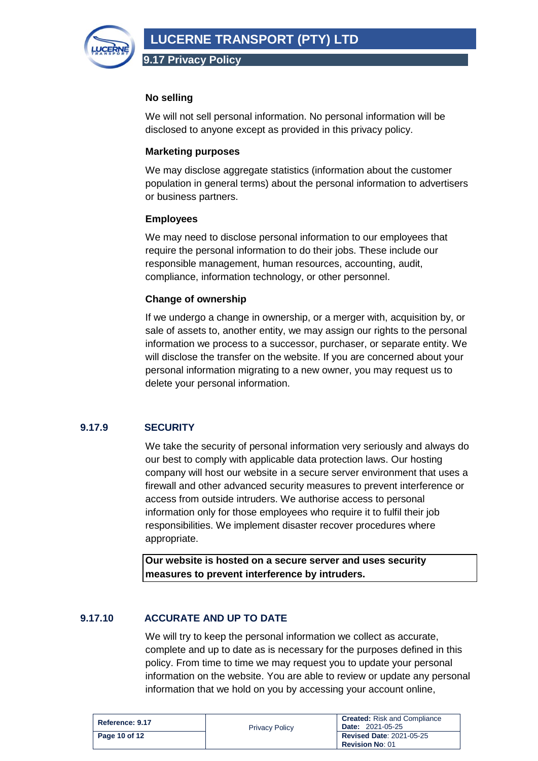**No selling**

We will not sell personal information. No personal information will be disclosed to anyone except as provided in this privacy policy.

**Marketing purposes**

We may disclose aggregate statistics (information about the customer population in general terms) about the personal information to advertisers or business partners.

**Employees**

We may need to disclose personal information to our employees that require the personal information to do their jobs. These include our responsible management, human resources, accounting, audit, compliance, information technology, or other personnel.

**Change of ownership**

If we undergo a change in ownership, or a merger with, acquisition by, or sale of assets to, another entity, we may assign our rights to the personal information we process to a successor, purchaser, or separate entity. We will disclose the transfer on the website. If you are concerned about your personal information migrating to a new owner, you may request us to delete your personal information.

## 9.17.9 SECURITY

We take the security of personal information very seriously and always do our best to comply with applicable data protection laws. Our hosting company will host our website in a secure server environment that uses a firewall and other advanced security measures to prevent interference or access from outside intruders. We authorise access to personal information only for those employees who require it to fulfil their job responsibilities. We implement disaster recover procedures where appropriate.

**Our website is hosted on a secure server and uses security measures to prevent interference by intruders.**

## 9.17.10 ACCURATE AND UP TO DATE

We will try to keep the personal information we collect as accurate, complete and up to date as is necessary for the purposes defined in this policy. From time to time we may request you to update your personal information on the website. You are able to review or update any personal information that we hold on you by accessing your account online,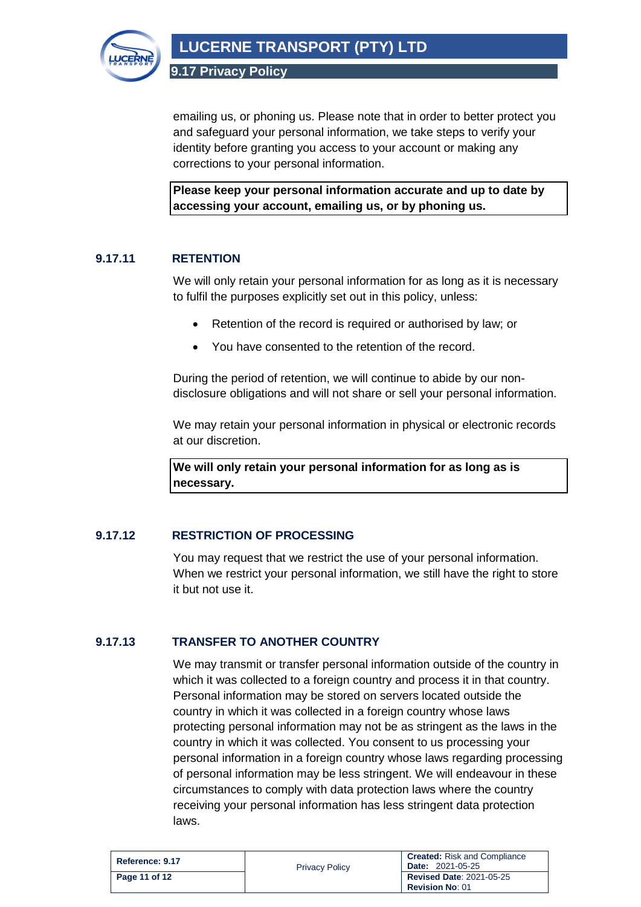emailing us, or phoning us. Please note that in order to better protect you and safeguard your personal information, we take steps to verify your identity before granting you access to your account or making any corrections to your personal information.

**Please keep your personal information accurate and up to date by accessing your account, emailing us, or by phoning us.**

## 9.17.11 RETENTION

We will only retain your personal information for as long as it is necessary to fulfil the purposes explicitly set out in this policy, unless:

- Retention of the record is required or authorised by law; or
- You have consented to the retention of the record.

During the period of retention, we will continue to abide by our non-disclosure obligations and will not share or sell your personal information.

We may retain your personal information in physical or electronic records at our discretion.

**We will only retain your personal information for as long as is necessary.**

## 9.17.12 RESTRICTION OF PROCESSING

You may request that we restrict the use of your personal information. When we restrict your personal information, we still have the right to store it but not use it.

## 9.17.13 TRANSFER TO ANOTHER COUNTRY

We may transmit or transfer personal information outside of the country in which it was collected to a foreign country and process it in that country. Personal information may be stored on servers located outside the country in which it was collected in a foreign country whose laws protecting personal information may not be as stringent as the laws in the country in which it was collected. You consent to us processing your personal information in a foreign country whose laws regarding processing of personal information may be less stringent. We will endeavour in these circumstances to comply with data protection laws where the country receiving your personal information has less stringent data protection laws.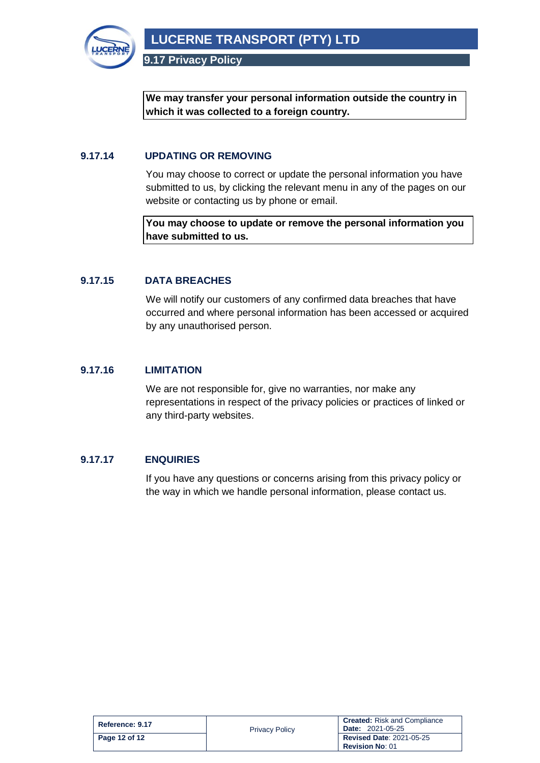**We may transfer your personal information outside the country in which it was collected to a foreign country.**

## 9.17.14 UPDATING OR REMOVING

You may choose to correct or update the personal information you have submitted to us, by clicking the relevant menu in any of the pages on our website or contacting us by phone or email.

**You may choose to update or remove the personal information you have submitted to us.**

## 9.17.15 DATA BREACHES

We will notify our customers of any confirmed data breaches that have occurred and where personal information has been accessed or acquired by any unauthorised person.

## 9.17.16 LIMITATION

We are not responsible for, give no warranties, nor make any representations in respect of the privacy policies or practices of linked or any third-party websites.

## 9.17.17 ENQUIRIES

If you have any questions or concerns arising from this privacy policy or the way in which we handle personal information, please contact us.